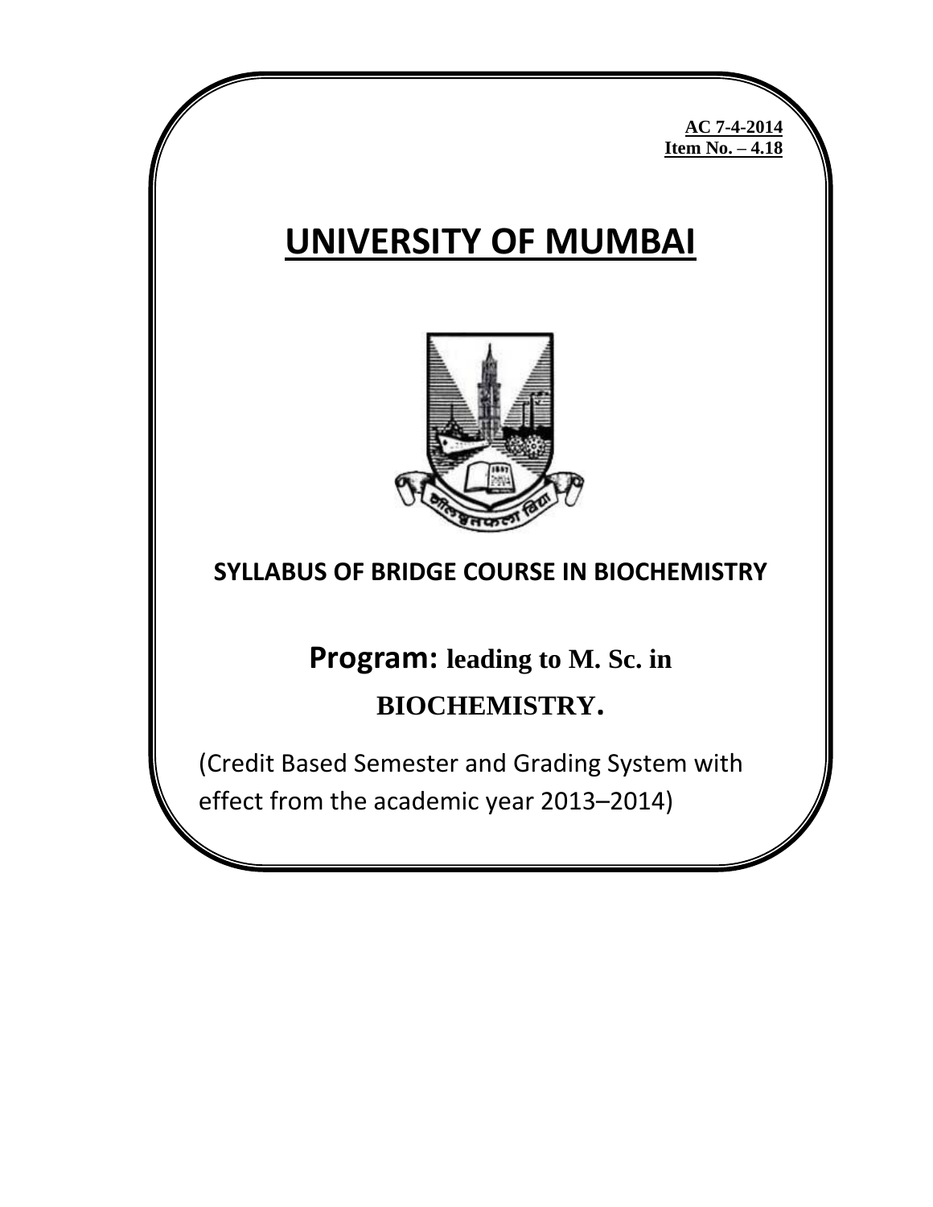**AC 7-4-2014**
**Item No. – 4.18**

# UNIVERSITY OF MUMBAI

## SYLLABUS OF BRIDGE COURSE IN BIOCHEMISTRY

## Program: leading to M. Sc. in BIOCHEMISTRY.

(Credit Based Semester and Grading System with effect from the academic year 2013–2014)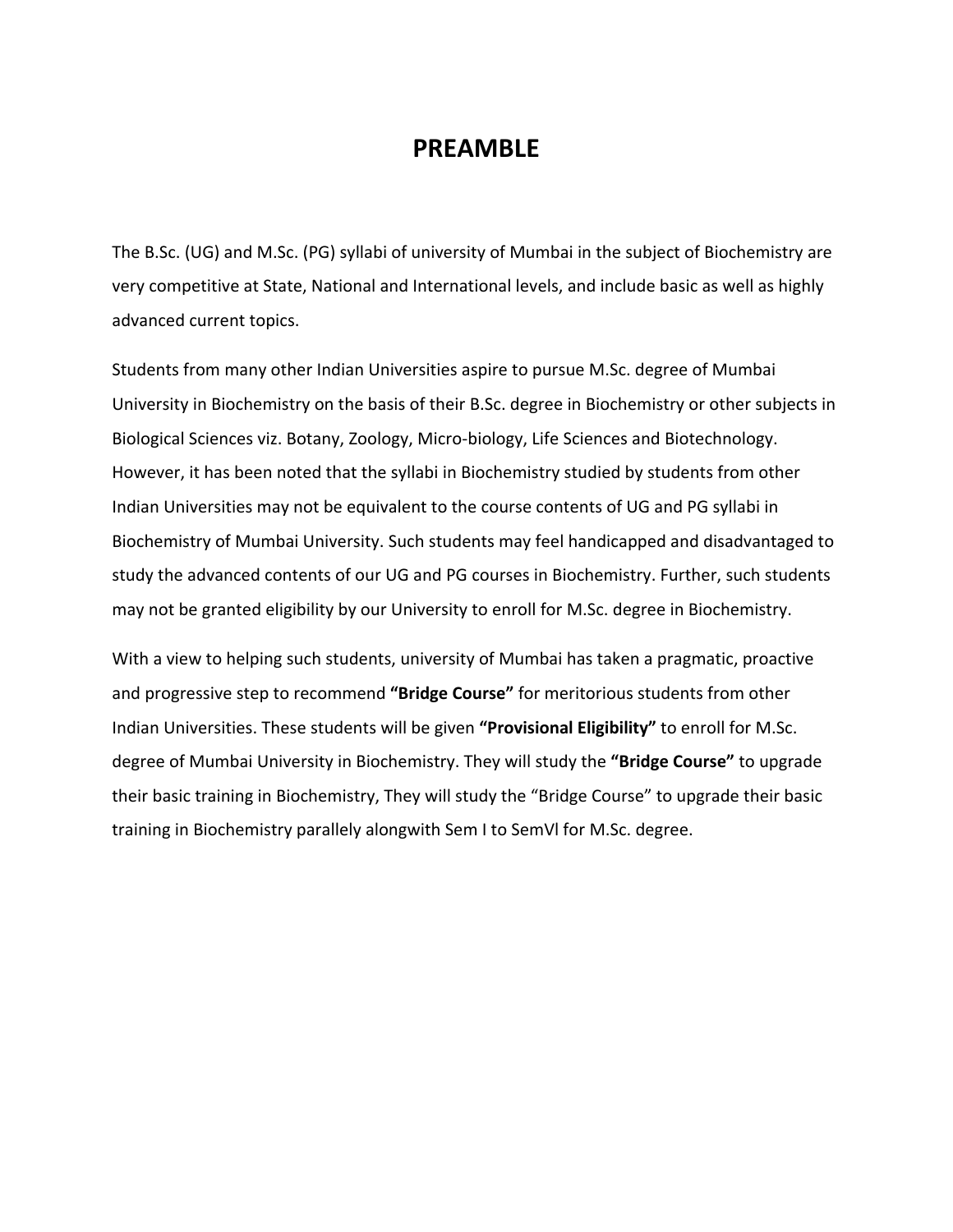# PREAMBLE

The B.Sc. (UG) and M.Sc. (PG) syllabi of university of Mumbai in the subject of Biochemistry are very competitive at State, National and International levels, and include basic as well as highly advanced current topics.

Students from many other Indian Universities aspire to pursue M.Sc. degree of Mumbai University in Biochemistry on the basis of their B.Sc. degree in Biochemistry or other subjects in Biological Sciences viz. Botany, Zoology, Micro-biology, Life Sciences and Biotechnology. However, it has been noted that the syllabi in Biochemistry studied by students from other Indian Universities may not be equivalent to the course contents of UG and PG syllabi in Biochemistry of Mumbai University. Such students may feel handicapped and disadvantaged to study the advanced contents of our UG and PG courses in Biochemistry. Further, such students may not be granted eligibility by our University to enroll for M.Sc. degree in Biochemistry.

With a view to helping such students, university of Mumbai has taken a pragmatic, proactive and progressive step to recommend **"Bridge Course"** for meritorious students from other Indian Universities. These students will be given **"Provisional Eligibility"** to enroll for M.Sc. degree of Mumbai University in Biochemistry. They will study the **"Bridge Course"** to upgrade their basic training in Biochemistry, They will study the "Bridge Course" to upgrade their basic training in Biochemistry parallely alongwith Sem I to SemVl for M.Sc. degree.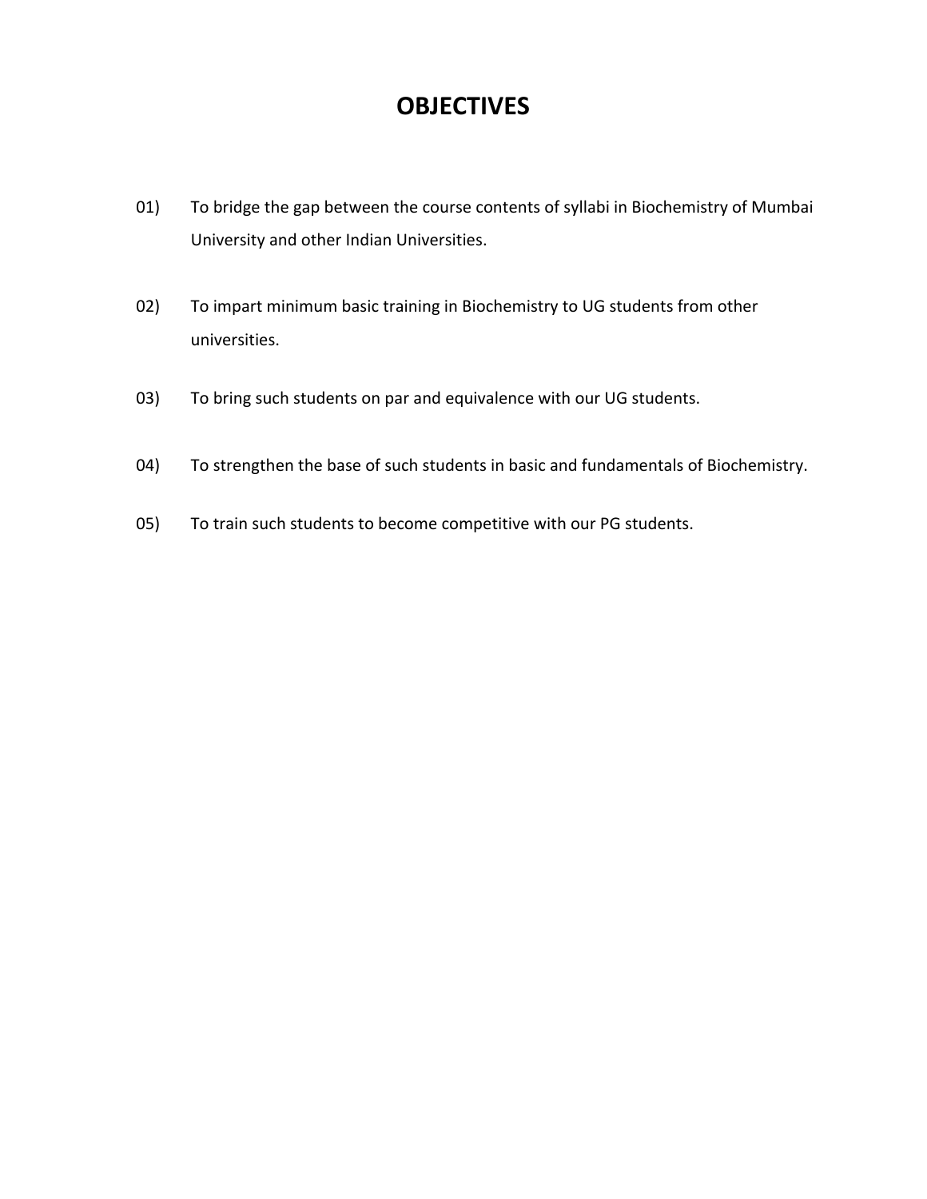# OBJECTIVES

01) To bridge the gap between the course contents of syllabi in Biochemistry of Mumbai University and other Indian Universities.

02) To impart minimum basic training in Biochemistry to UG students from other universities.

03) To bring such students on par and equivalence with our UG students.

04) To strengthen the base of such students in basic and fundamentals of Biochemistry.

05) To train such students to become competitive with our PG students.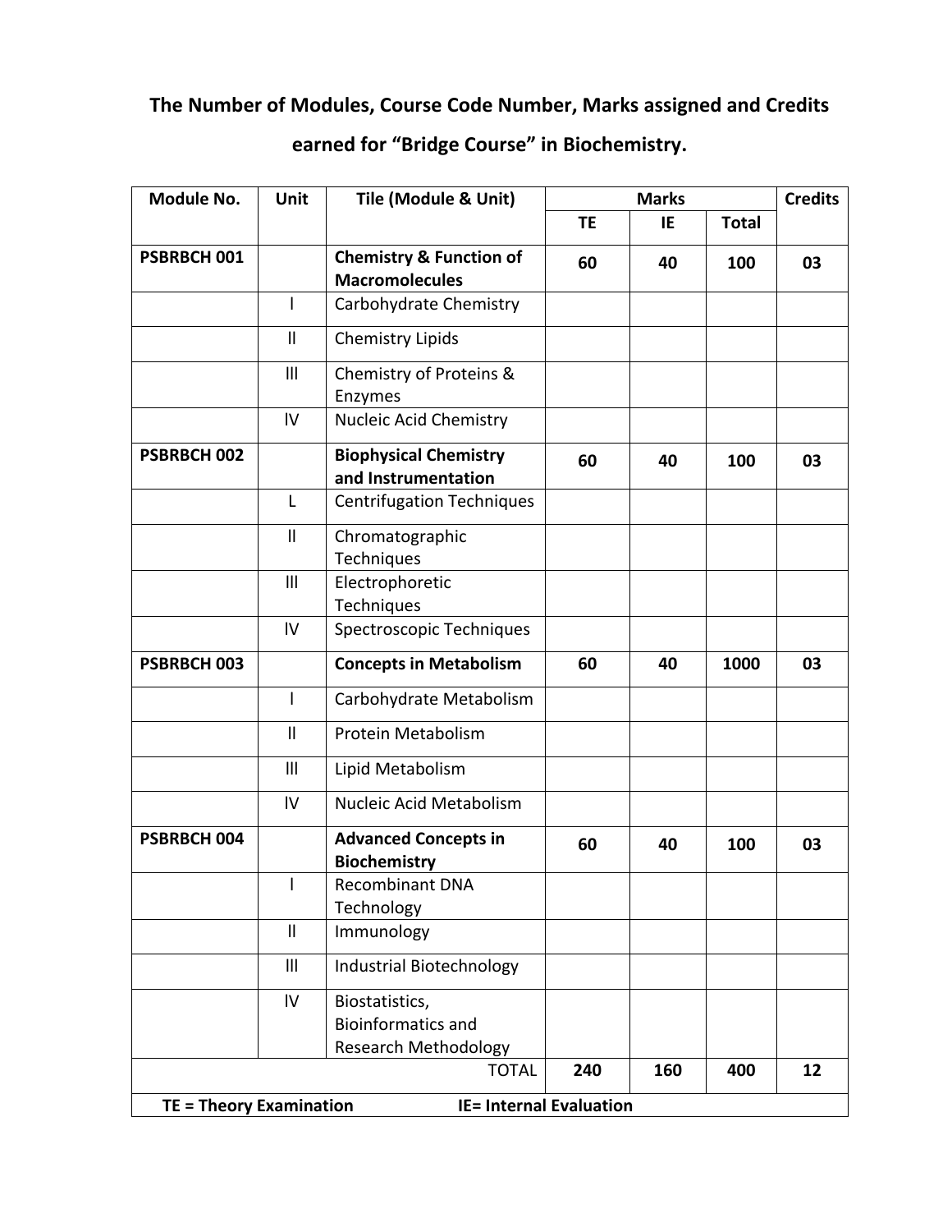## The Number of Modules, Course Code Number, Marks assigned and Credits earned for "Bridge Course" in Biochemistry.

| Module No. | Unit | Tile (Module & Unit) | Marks | | | Credits |
|---|---|---|---|---|---|---|
| | | | TE | IE | Total | |
| **PSBRBCH 001** | | **Chemistry & Function of Macromolecules** | **60** | **40** | **100** | **03** |
| | I | Carbohydrate Chemistry | | | | |
| | II | Chemistry Lipids | | | | |
| | III | Chemistry of Proteins & Enzymes | | | | |
| | IV | Nucleic Acid Chemistry | | | | |
| **PSBRBCH 002** | | **Biophysical Chemistry and Instrumentation** | **60** | **40** | **100** | **03** |
| | L | Centrifugation Techniques | | | | |
| | II | Chromatographic Techniques | | | | |
| | III | Electrophoretic Techniques | | | | |
| | IV | Spectroscopic Techniques | | | | |
| **PSBRBCH 003** | | **Concepts in Metabolism** | **60** | **40** | **1000** | **03** |
| | I | Carbohydrate Metabolism | | | | |
| | II | Protein Metabolism | | | | |
| | III | Lipid Metabolism | | | | |
| | IV | Nucleic Acid Metabolism | | | | |
| **PSBRBCH 004** | | **Advanced Concepts in Biochemistry** | **60** | **40** | **100** | **03** |
| | I | Recombinant DNA Technology | | | | |
| | II | Immunology | | | | |
| | III | Industrial Biotechnology | | | | |
| | IV | Biostatistics, Bioinformatics and Research Methodology | | | | |
| | | TOTAL | **240** | **160** | **400** | **12** |

**TE = Theory Examination** **IE= Internal Evaluation**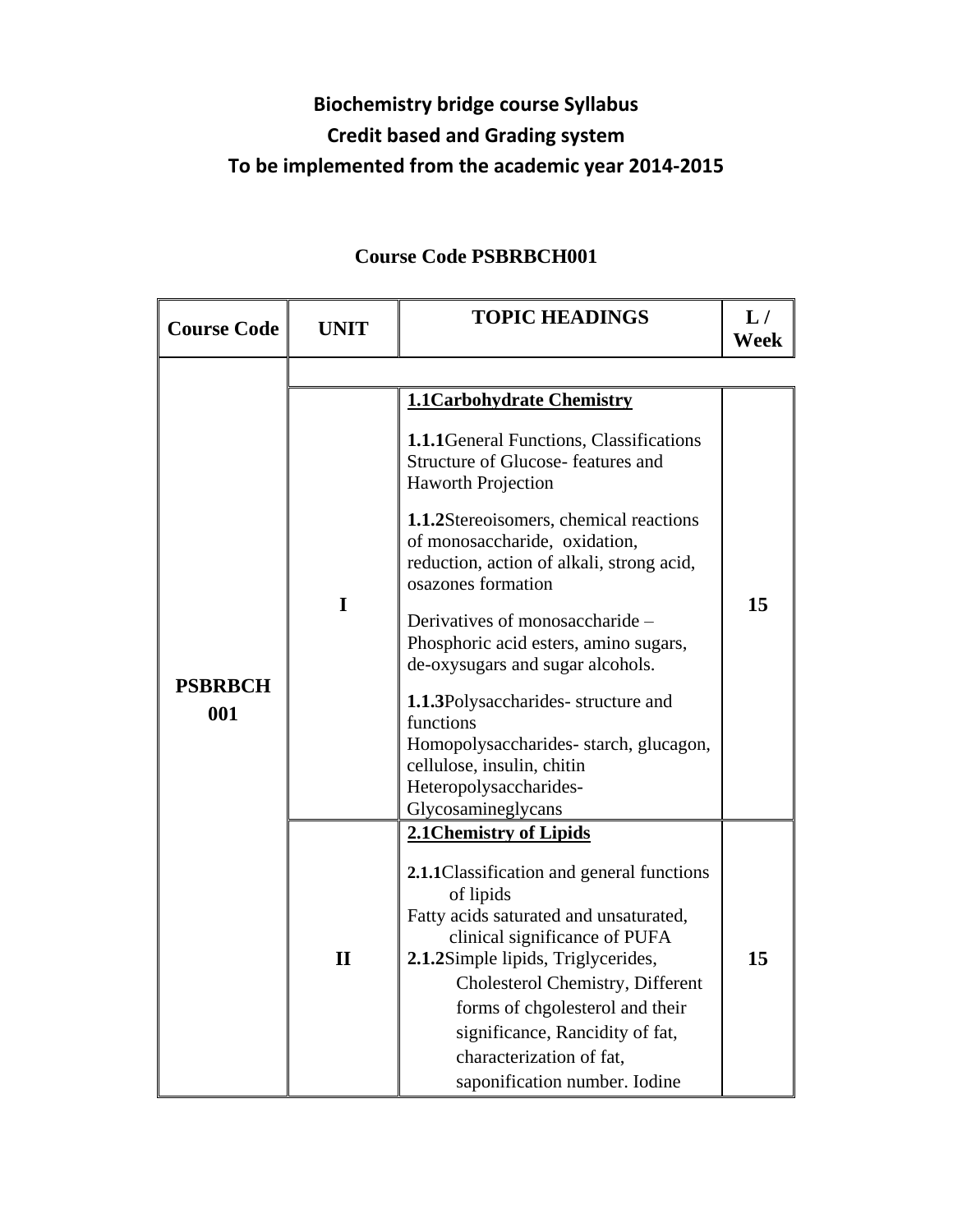# Biochemistry bridge course Syllabus

## Credit based and Grading system

## To be implemented from the academic year 2014-2015

### Course Code PSBRBCH001

| Course Code | UNIT | TOPIC HEADINGS | L / Week |
|---|---|---|---|
| PSBRBCH 001 | I | **1.1Carbohydrate Chemistry**<br><br>**1.1.1**General Functions, Classifications Structure of Glucose- features and Haworth Projection<br><br>**1.1.2**Stereoisomers, chemical reactions of monosaccharide, oxidation, reduction, action of alkali, strong acid, osazones formation<br><br>Derivatives of monosaccharide – Phosphoric acid esters, amino sugars, de-oxysugars and sugar alcohols.<br><br>**1.1.3**Polysaccharides- structure and functions<br>Homopolysaccharides- starch, glucagon, cellulose, insulin, chitin<br>Heteropolysaccharides- Glycosamineglycans | 15 |
| | II | **2.1Chemistry of Lipids**<br><br>**2.1.1**Classification and general functions of lipids<br>Fatty acids saturated and unsaturated, clinical significance of PUFA<br>**2.1.2**Simple lipids, Triglycerides, Cholesterol Chemistry, Different forms of chgolesterol and their significance, Rancidity of fat, characterization of fat, saponification number. Iodine | 15 |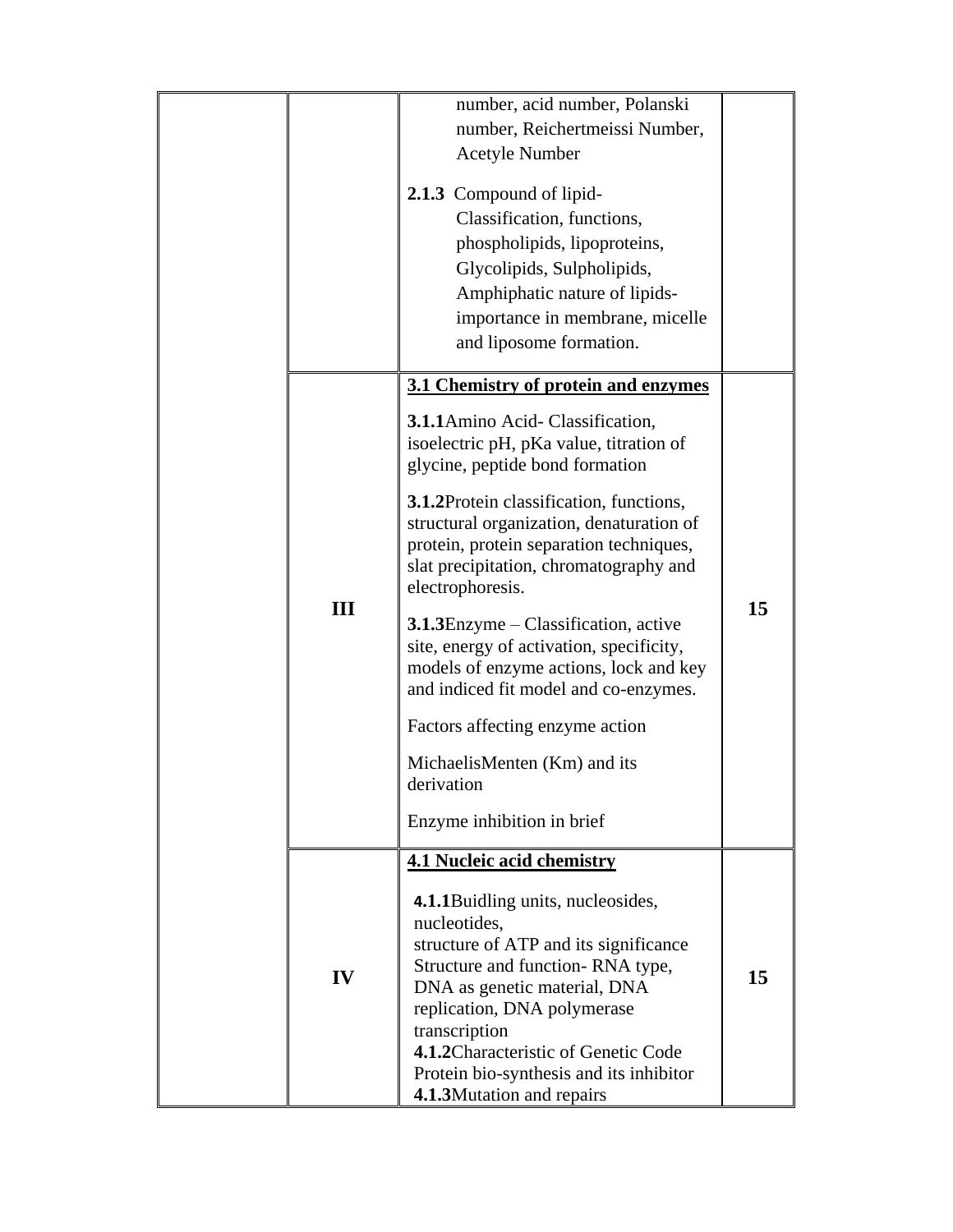|  |  |  |  |
|---|---|---|---|
|  |  | number, acid number, Polanski number, Reichertmeissi Number, Acetyle Number<br><br>**2.1.3** Compound of lipid- Classification, functions, phospholipids, lipoproteins, Glycolipids, Sulpholipids, Amphiphatic nature of lipids- importance in membrane, micelle and liposome formation. |  |
|  | **III** | **<u>3.1 Chemistry of protein and enzymes</u>**<br><br>**3.1.1**Amino Acid- Classification, isoelectric pH, pKa value, titration of glycine, peptide bond formation<br><br>**3.1.2**Protein classification, functions, structural organization, denaturation of protein, protein separation techniques, slat precipitation, chromatography and electrophoresis.<br><br>**3.1.3**Enzyme – Classification, active site, energy of activation, specificity, models of enzyme actions, lock and key and indiced fit model and co-enzymes.<br><br>Factors affecting enzyme action<br><br>MichaelisMenten (Km) and its derivation<br><br>Enzyme inhibition in brief | **15** |
|  | **IV** | **<u>4.1 Nucleic acid chemistry</u>**<br><br>**4.1.1**Buidling units, nucleosides, nucleotides,<br>structure of ATP and its significance<br>Structure and function- RNA type, DNA as genetic material, DNA replication, DNA polymerase transcription<br>**4.1.2**Characteristic of Genetic Code<br>Protein bio-synthesis and its inhibitor<br>**4.1.3**Mutation and repairs | **15** |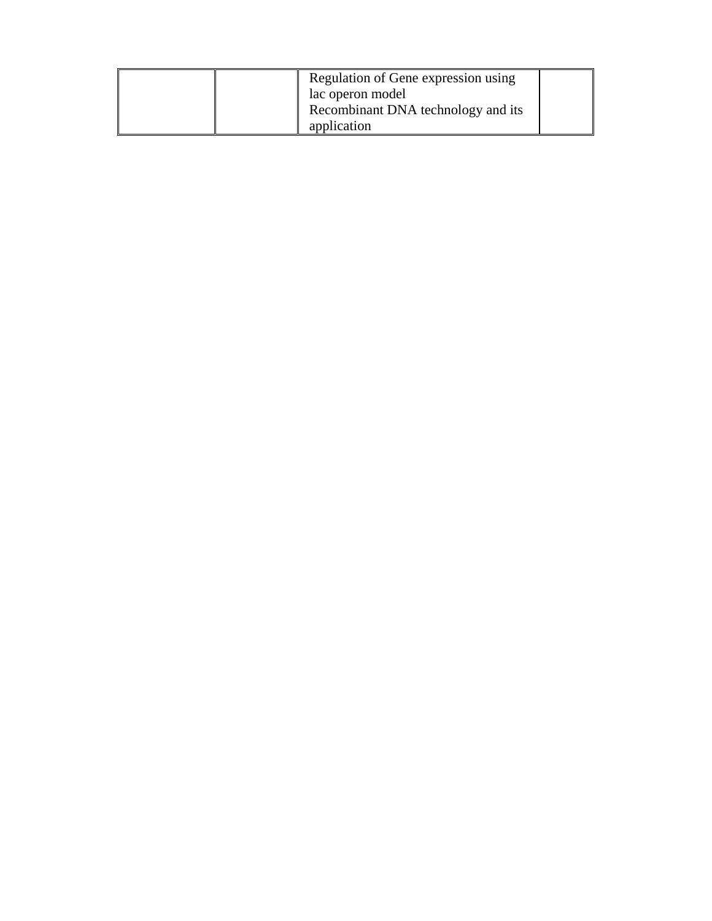| | | | |
|---|---|---|---|
| | | Regulation of Gene expression using lac operon model<br>Recombinant DNA technology and its application | |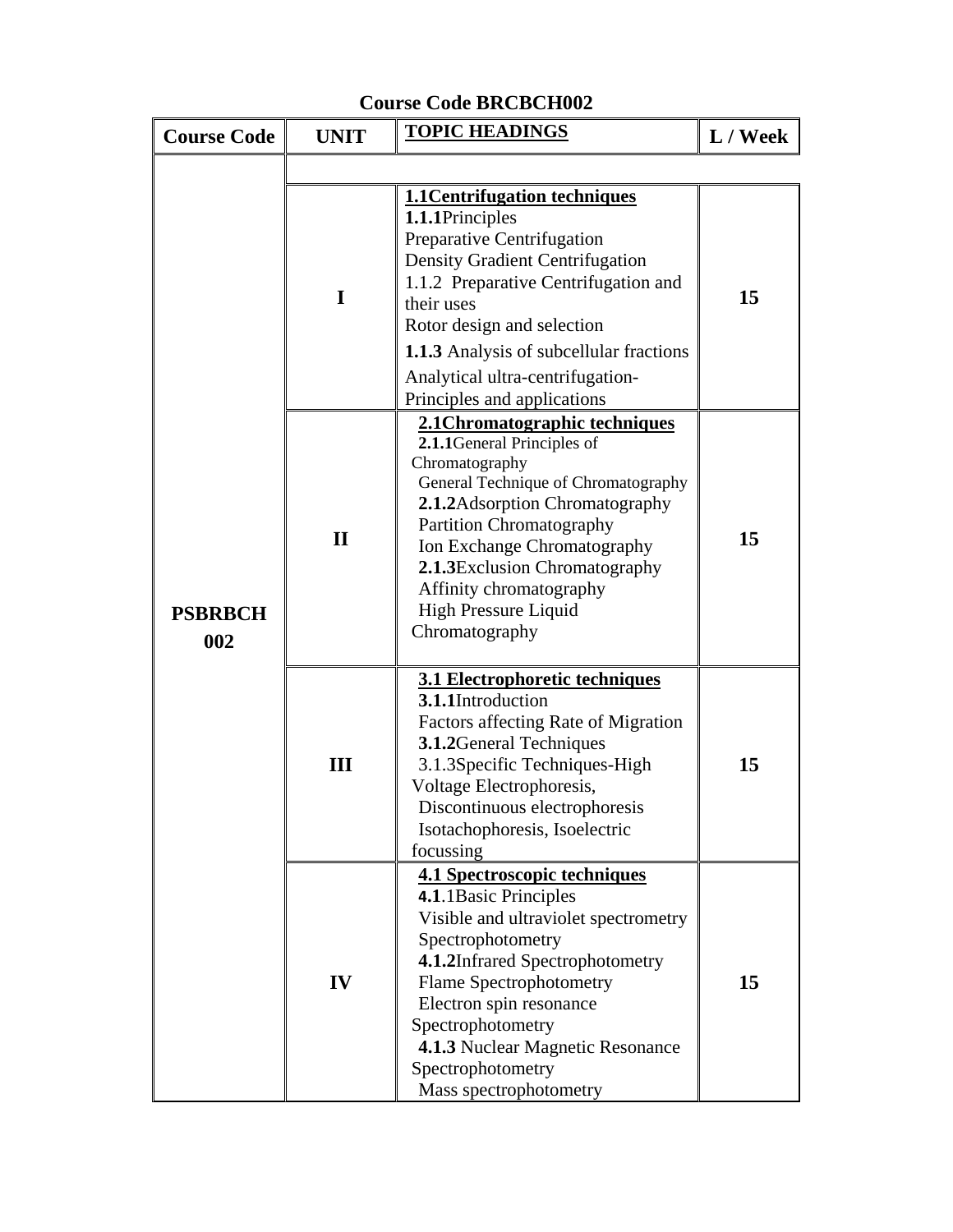**Course Code BRCBCH002**

| Course Code | UNIT | TOPIC HEADINGS | L / Week |
|---|---|---|---|
| PSBRBCH 002 | I | **1.1Centrifugation techniques**<br>**1.1.1**Principles<br>Preparative Centrifugation<br>Density Gradient Centrifugation<br>1.1.2 Preparative Centrifugation and their uses<br>Rotor design and selection<br>**1.1.3** Analysis of subcellular fractions<br>Analytical ultra-centrifugation-Principles and applications | 15 |
| | II | **2.1Chromatographic techniques**<br>**2.1.1**General Principles of Chromatography<br>General Technique of Chromatography<br>**2.1.2**Adsorption Chromatography<br>Partition Chromatography<br>Ion Exchange Chromatography<br>**2.1.3**Exclusion Chromatography<br>Affinity chromatography<br>High Pressure Liquid Chromatography | 15 |
| | III | **3.1 Electrophoretic techniques**<br>**3.1.1**Introduction<br>Factors affecting Rate of Migration<br>**3.1.2**General Techniques<br>3.1.3Specific Techniques-High Voltage Electrophoresis,<br>Discontinuous electrophoresis<br>Isotachophoresis, Isoelectric focussing | 15 |
| | IV | **4.1 Spectroscopic techniques**<br>**4.1**.1Basic Principles<br>Visible and ultraviolet spectrometry<br>Spectrophotometry<br>**4.1.2**Infrared Spectrophotometry<br>Flame Spectrophotometry<br>Electron spin resonance Spectrophotometry<br>**4.1.3** Nuclear Magnetic Resonance Spectrophotometry<br>Mass spectrophotometry | 15 |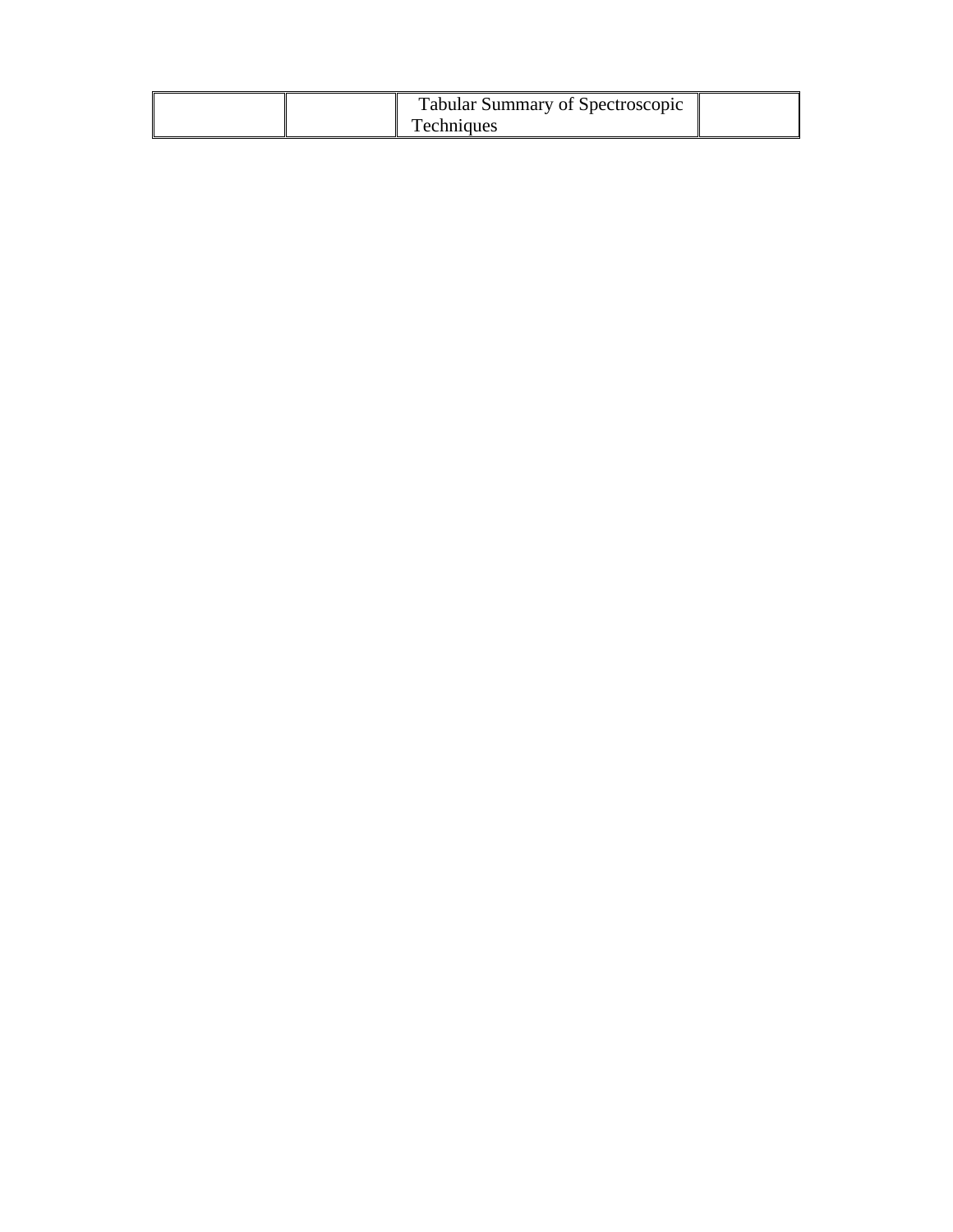| | | Tabular Summary of Spectroscopic Techniques | |
|---|---|---|---|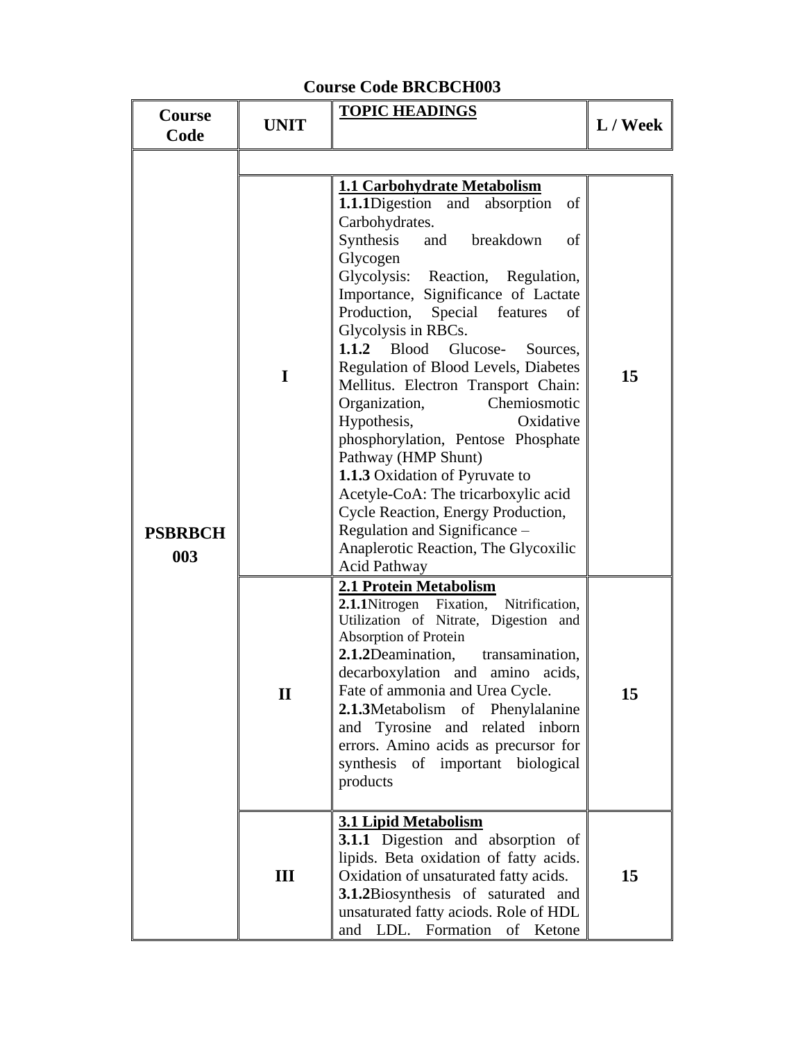**Course Code BRCBCH003**

| Course Code | UNIT | TOPIC HEADINGS | L / Week |
|---|---|---|---|
| PSBRBCH 003 | I | **1.1 Carbohydrate Metabolism**<br>**1.1.1**Digestion and absorption of Carbohydrates.<br>Synthesis and breakdown of Glycogen<br>Glycolysis: Reaction, Regulation, Importance, Significance of Lactate Production, Special features of Glycolysis in RBCs.<br>**1.1.2** Blood Glucose- Sources, Regulation of Blood Levels, Diabetes Mellitus. Electron Transport Chain: Organization, Chemiosmotic Hypothesis, Oxidative phosphorylation, Pentose Phosphate Pathway (HMP Shunt)<br>**1.1.3** Oxidation of Pyruvate to Acetyle-CoA: The tricarboxylic acid Cycle Reaction, Energy Production, Regulation and Significance – Anaplerotic Reaction, The Glycoxilic Acid Pathway | 15 |
| | II | **2.1 Protein Metabolism**<br>**2.1.1**Nitrogen Fixation, Nitrification, Utilization of Nitrate, Digestion and Absorption of Protein<br>**2.1.2**Deamination, transamination, decarboxylation and amino acids, Fate of ammonia and Urea Cycle.<br>**2.1.3**Metabolism of Phenylalanine and Tyrosine and related inborn errors. Amino acids as precursor for synthesis of important biological products | 15 |
| | III | **3.1 Lipid Metabolism**<br>**3.1.1** Digestion and absorption of lipids. Beta oxidation of fatty acids. Oxidation of unsaturated fatty acids.<br>**3.1.2**Biosynthesis of saturated and unsaturated fatty aciods. Role of HDL and LDL. Formation of Ketone | 15 |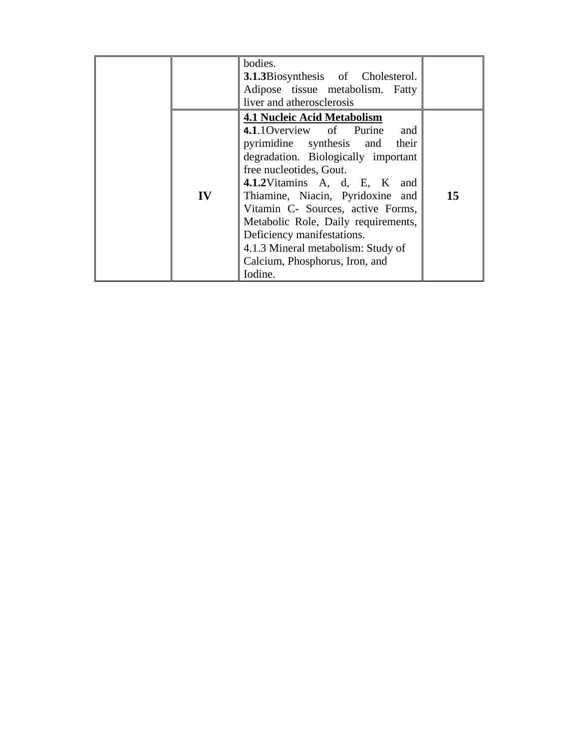| | | | |
|---|---|---|---|
| | | bodies.<br>**3.1.3**Biosynthesis of Cholesterol. Adipose tissue metabolism. Fatty liver and atherosclerosis | |
| | **IV** | **4.1 Nucleic Acid Metabolism**<br>**4.1**.1Overview of Purine and pyrimidine synthesis and their degradation. Biologically important free nucleotides, Gout.<br>**4.1.2**Vitamins A, d, E, K and Thiamine, Niacin, Pyridoxine and Vitamin C- Sources, active Forms, Metabolic Role, Daily requirements, Deficiency manifestations.<br>4.1.3 Mineral metabolism: Study of Calcium, Phosphorus, Iron, and Iodine. | **15** |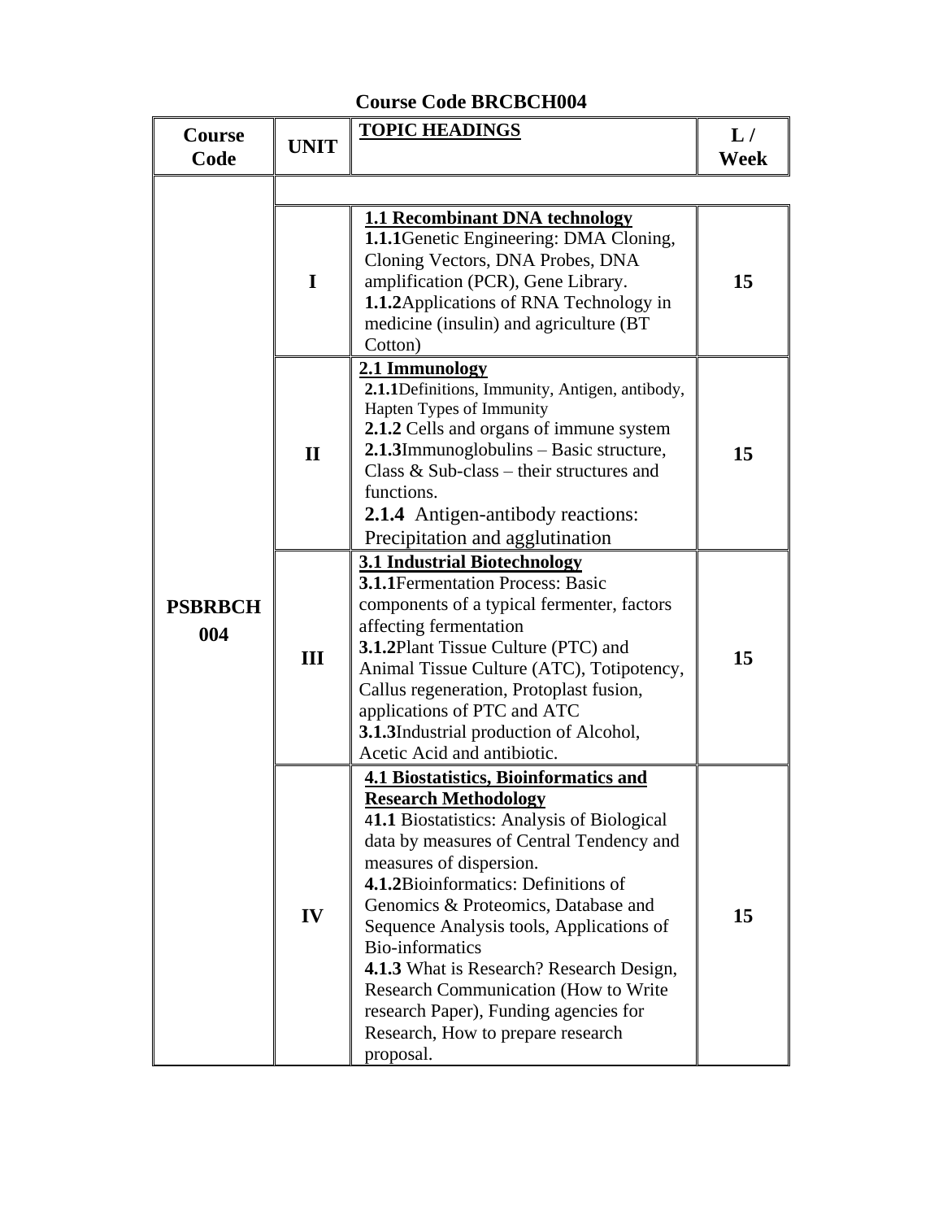**Course Code BRCBCH004**

| Course Code | UNIT | TOPIC HEADINGS | L / Week |
|---|---|---|---|
| PSBRBCH 004 | I | **1.1 Recombinant DNA technology**<br>**1.1.1**Genetic Engineering: DMA Cloning, Cloning Vectors, DNA Probes, DNA amplification (PCR), Gene Library.<br>**1.1.2**Applications of RNA Technology in medicine (insulin) and agriculture (BT Cotton) | 15 |
| | II | **2.1 Immunology**<br>**2.1.1**Definitions, Immunity, Antigen, antibody, Hapten Types of Immunity<br>**2.1.2** Cells and organs of immune system<br>**2.1.3**Immunoglobulins – Basic structure, Class & Sub-class – their structures and functions.<br>**2.1.4** Antigen-antibody reactions: Precipitation and agglutination | 15 |
| | III | **3.1 Industrial Biotechnology**<br>**3.1.1**Fermentation Process: Basic components of a typical fermenter, factors affecting fermentation<br>**3.1.2**Plant Tissue Culture (PTC) and Animal Tissue Culture (ATC), Totipotency, Callus regeneration, Protoplast fusion, applications of PTC and ATC<br>**3.1.3**Industrial production of Alcohol, Acetic Acid and antibiotic. | 15 |
| | IV | **4.1 Biostatistics, Bioinformatics and Research Methodology**<br>4**1.1** Biostatistics: Analysis of Biological data by measures of Central Tendency and measures of dispersion.<br>**4.1.2**Bioinformatics: Definitions of Genomics & Proteomics, Database and Sequence Analysis tools, Applications of Bio-informatics<br>**4.1.3** What is Research? Research Design, Research Communication (How to Write research Paper), Funding agencies for Research, How to prepare research proposal. | 15 |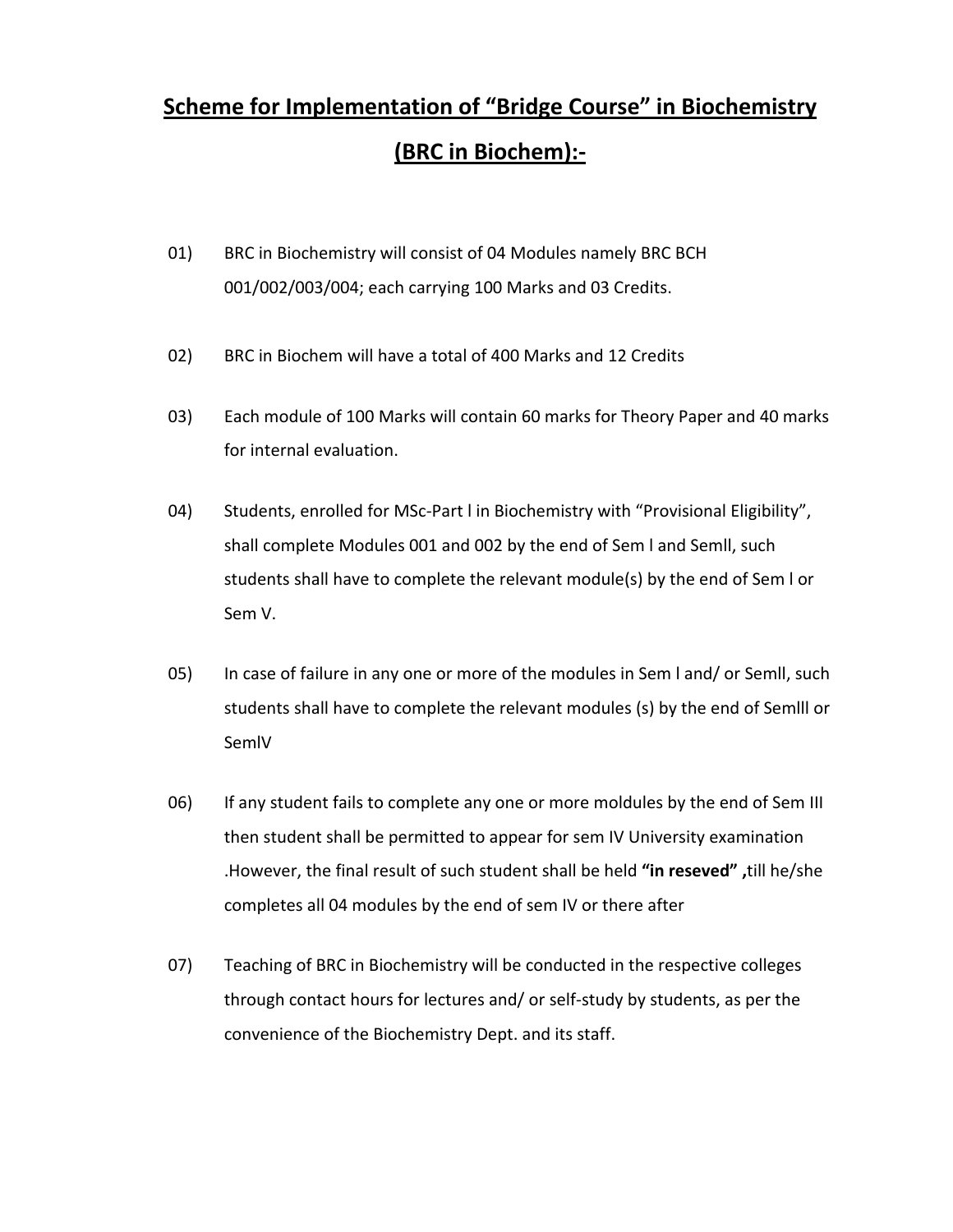# Scheme for Implementation of "Bridge Course" in Biochemistry (BRC in Biochem):-

01) BRC in Biochemistry will consist of 04 Modules namely BRC BCH 001/002/003/004; each carrying 100 Marks and 03 Credits.

02) BRC in Biochem will have a total of 400 Marks and 12 Credits

03) Each module of 100 Marks will contain 60 marks for Theory Paper and 40 marks for internal evaluation.

04) Students, enrolled for MSc-Part I in Biochemistry with "Provisional Eligibility", shall complete Modules 001 and 002 by the end of Sem I and SemII, such students shall have to complete the relevant module(s) by the end of Sem I or Sem V.

05) In case of failure in any one or more of the modules in Sem I and/ or SemII, such students shall have to complete the relevant modules (s) by the end of SemIII or SemIV

06) If any student fails to complete any one or more moldules by the end of Sem III then student shall be permitted to appear for sem IV University examination .However, the final result of such student shall be held **"in reseved" ,**till he/she completes all 04 modules by the end of sem IV or there after

07) Teaching of BRC in Biochemistry will be conducted in the respective colleges through contact hours for lectures and/ or self-study by students, as per the convenience of the Biochemistry Dept. and its staff.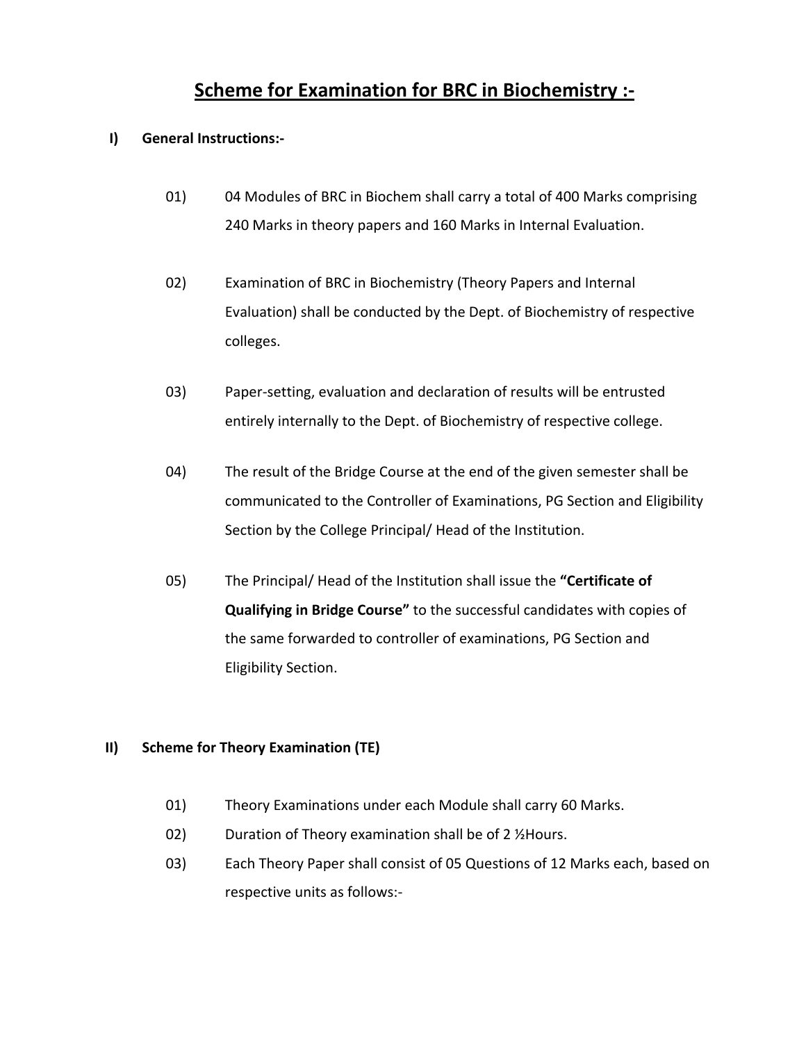# Scheme for Examination for BRC in Biochemistry :-

## I) General Instructions:-

01) 04 Modules of BRC in Biochem shall carry a total of 400 Marks comprising 240 Marks in theory papers and 160 Marks in Internal Evaluation.

02) Examination of BRC in Biochemistry (Theory Papers and Internal Evaluation) shall be conducted by the Dept. of Biochemistry of respective colleges.

03) Paper-setting, evaluation and declaration of results will be entrusted entirely internally to the Dept. of Biochemistry of respective college.

04) The result of the Bridge Course at the end of the given semester shall be communicated to the Controller of Examinations, PG Section and Eligibility Section by the College Principal/ Head of the Institution.

05) The Principal/ Head of the Institution shall issue the **"Certificate of Qualifying in Bridge Course"** to the successful candidates with copies of the same forwarded to controller of examinations, PG Section and Eligibility Section.

## II) Scheme for Theory Examination (TE)

01) Theory Examinations under each Module shall carry 60 Marks.

02) Duration of Theory examination shall be of 2 ½Hours.

03) Each Theory Paper shall consist of 05 Questions of 12 Marks each, based on respective units as follows:-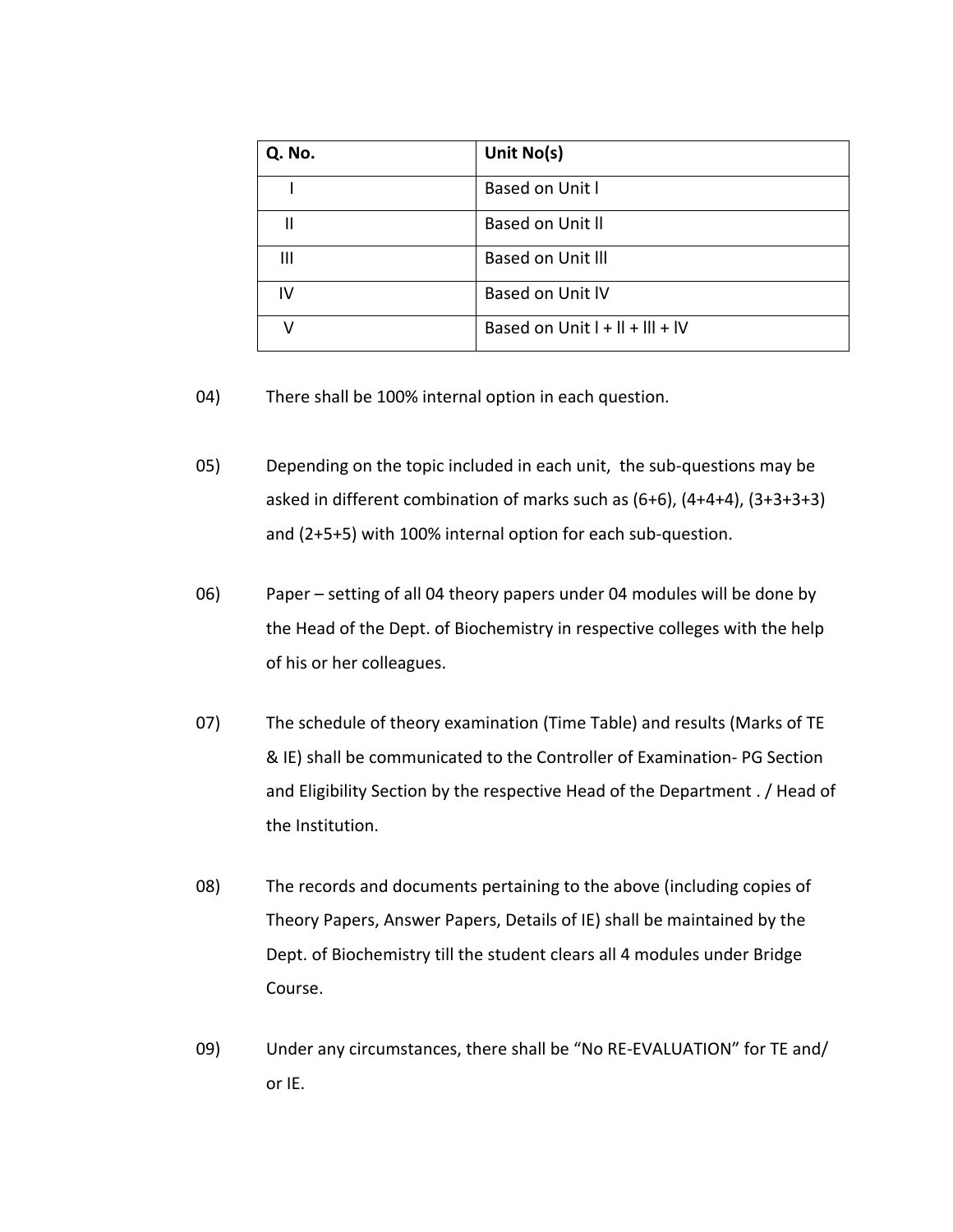| Q. No. | Unit No(s) |
| --- | --- |
| I | Based on Unit l |
| II | Based on Unit ll |
| III | Based on Unit lll |
| IV | Based on Unit lV |
| V | Based on Unit l + ll + lll + lV |

04) There shall be 100% internal option in each question.

05) Depending on the topic included in each unit, the sub-questions may be asked in different combination of marks such as (6+6), (4+4+4), (3+3+3+3) and (2+5+5) with 100% internal option for each sub-question.

06) Paper – setting of all 04 theory papers under 04 modules will be done by the Head of the Dept. of Biochemistry in respective colleges with the help of his or her colleagues.

07) The schedule of theory examination (Time Table) and results (Marks of TE & IE) shall be communicated to the Controller of Examination- PG Section and Eligibility Section by the respective Head of the Department . / Head of the Institution.

08) The records and documents pertaining to the above (including copies of Theory Papers, Answer Papers, Details of IE) shall be maintained by the Dept. of Biochemistry till the student clears all 4 modules under Bridge Course.

09) Under any circumstances, there shall be "No RE-EVALUATION" for TE and/ or IE.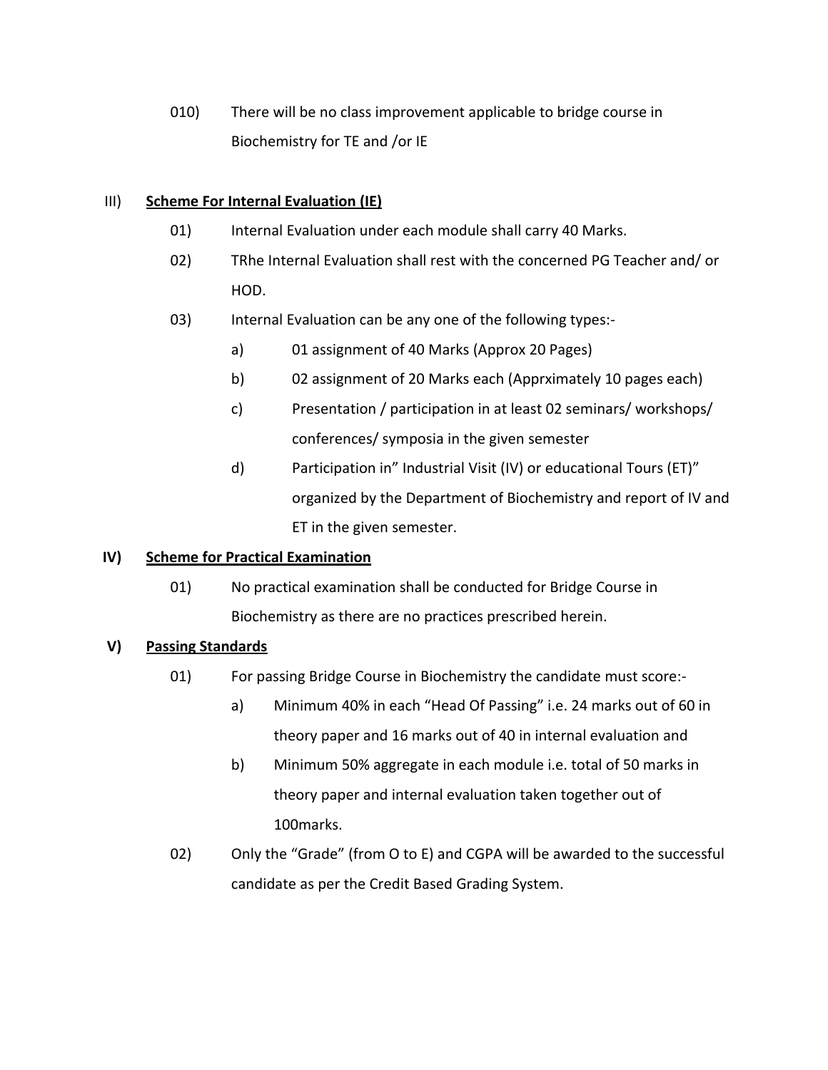010) There will be no class improvement applicable to bridge course in Biochemistry for TE and /or IE

III) **Scheme For Internal Evaluation (IE)**

01) Internal Evaluation under each module shall carry 40 Marks.

02) TRhe Internal Evaluation shall rest with the concerned PG Teacher and/ or HOD.

03) Internal Evaluation can be any one of the following types:-

a) 01 assignment of 40 Marks (Approx 20 Pages)

b) 02 assignment of 20 Marks each (Apprximately 10 pages each)

c) Presentation / participation in at least 02 seminars/ workshops/ conferences/ symposia in the given semester

d) Participation in" Industrial Visit (IV) or educational Tours (ET)" organized by the Department of Biochemistry and report of IV and ET in the given semester.

**IV) Scheme for Practical Examination**

01) No practical examination shall be conducted for Bridge Course in Biochemistry as there are no practices prescribed herein.

**V) Passing Standards**

01) For passing Bridge Course in Biochemistry the candidate must score:-

a) Minimum 40% in each "Head Of Passing" i.e. 24 marks out of 60 in theory paper and 16 marks out of 40 in internal evaluation and

b) Minimum 50% aggregate in each module i.e. total of 50 marks in theory paper and internal evaluation taken together out of 100marks.

02) Only the "Grade" (from O to E) and CGPA will be awarded to the successful candidate as per the Credit Based Grading System.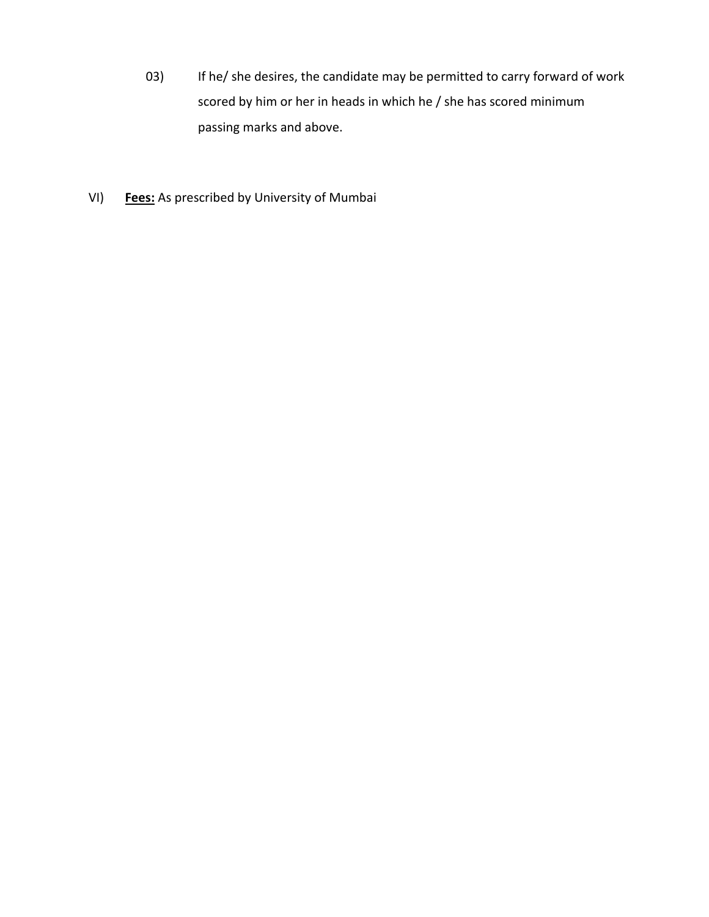03) If he/ she desires, the candidate may be permitted to carry forward of work scored by him or her in heads in which he / she has scored minimum passing marks and above.

VI) **Fees:** As prescribed by University of Mumbai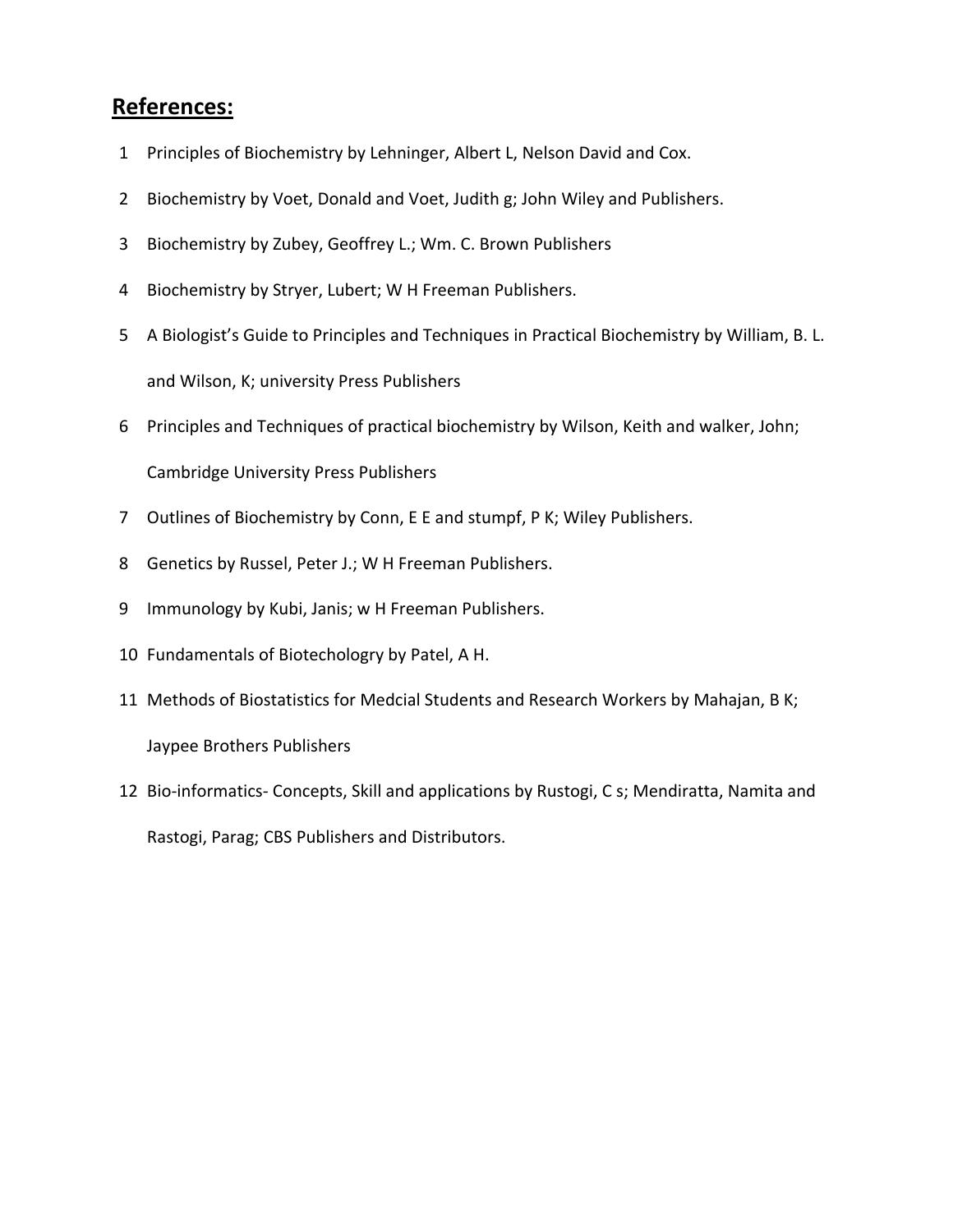## References:

1. Principles of Biochemistry by Lehninger, Albert L, Nelson David and Cox.
2. Biochemistry by Voet, Donald and Voet, Judith g; John Wiley and Publishers.
3. Biochemistry by Zubey, Geoffrey L.; Wm. C. Brown Publishers
4. Biochemistry by Stryer, Lubert; W H Freeman Publishers.
5. A Biologist's Guide to Principles and Techniques in Practical Biochemistry by William, B. L. and Wilson, K; university Press Publishers
6. Principles and Techniques of practical biochemistry by Wilson, Keith and walker, John; Cambridge University Press Publishers
7. Outlines of Biochemistry by Conn, E E and stumpf, P K; Wiley Publishers.
8. Genetics by Russel, Peter J.; W H Freeman Publishers.
9. Immunology by Kubi, Janis; w H Freeman Publishers.
10. Fundamentals of Biotechology by Patel, A H.
11. Methods of Biostatistics for Medcial Students and Research Workers by Mahajan, B K; Jaypee Brothers Publishers
12. Bio-informatics- Concepts, Skill and applications by Rustogi, C s; Mendiratta, Namita and Rastogi, Parag; CBS Publishers and Distributors.